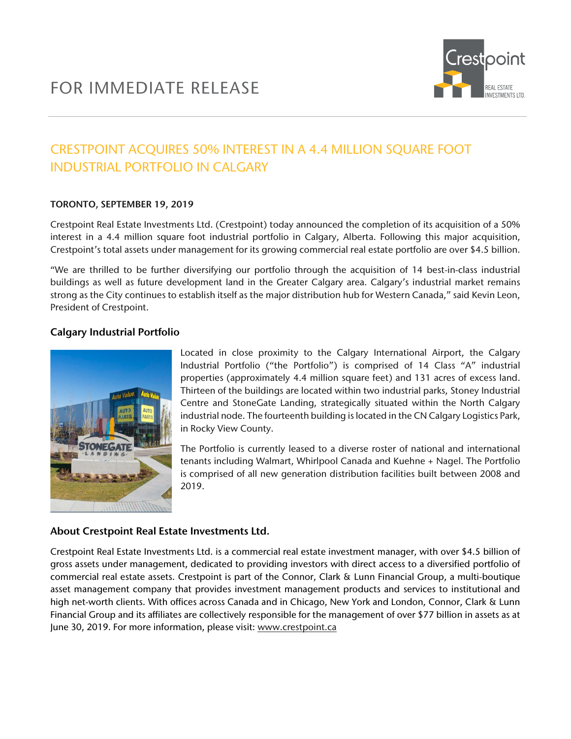# FOR IMMEDIATE RELEASE

## CRESTPOINT ACQUIRES 50% INTEREST IN A 4.4 MILLION SQUARE FOOT INDUSTRIAL PORTFOLIO IN CALGARY

**TORONTO, SEPTEMBER 19, 2019**

Crestpoint Real Estate Investments Ltd. (Crestpoint) today announced the completion of its acquisition of a 50% interest in a 4.4 million square foot industrial portfolio in Calgary, Alberta. Following this major acquisition, Crestpoint's total assets under management for its growing commercial real estate portfolio are over $4.5 billion.

"We are thrilled to be further diversifying our portfolio through the acquisition of 14 best-in-class industrial buildings as well as future development land in the Greater Calgary area. Calgary's industrial market remains strong as the City continues to establish itself as the major distribution hub for Western Canada," said Kevin Leon, President of Crestpoint.

### Calgary Industrial Portfolio

Located in close proximity to the Calgary International Airport, the Calgary Industrial Portfolio ("the Portfolio") is comprised of 14 Class "A" industrial properties (approximately 4.4 million square feet) and 131 acres of excess land. Thirteen of the buildings are located within two industrial parks, Stoney Industrial Centre and StoneGate Landing, strategically situated within the North Calgary industrial node. The fourteenth building is located in the CN Calgary Logistics Park, in Rocky View County.

The Portfolio is currently leased to a diverse roster of national and international tenants including Walmart, Whirlpool Canada and Kuehne + Nagel. The Portfolio is comprised of all new generation distribution facilities built between 2008 and 2019.

### About Crestpoint Real Estate Investments Ltd.

Crestpoint Real Estate Investments Ltd. is a commercial real estate investment manager, with over $4.5 billion of gross assets under management, dedicated to providing investors with direct access to a diversified portfolio of commercial real estate assets. Crestpoint is part of the Connor, Clark & Lunn Financial Group, a multi-boutique asset management company that provides investment management products and services to institutional and high net-worth clients. With offices across Canada and in Chicago, New York and London, Connor, Clark & Lunn Financial Group and its affiliates are collectively responsible for the management of over $77 billion in assets as at June 30, 2019. For more information, please visit: www.crestpoint.ca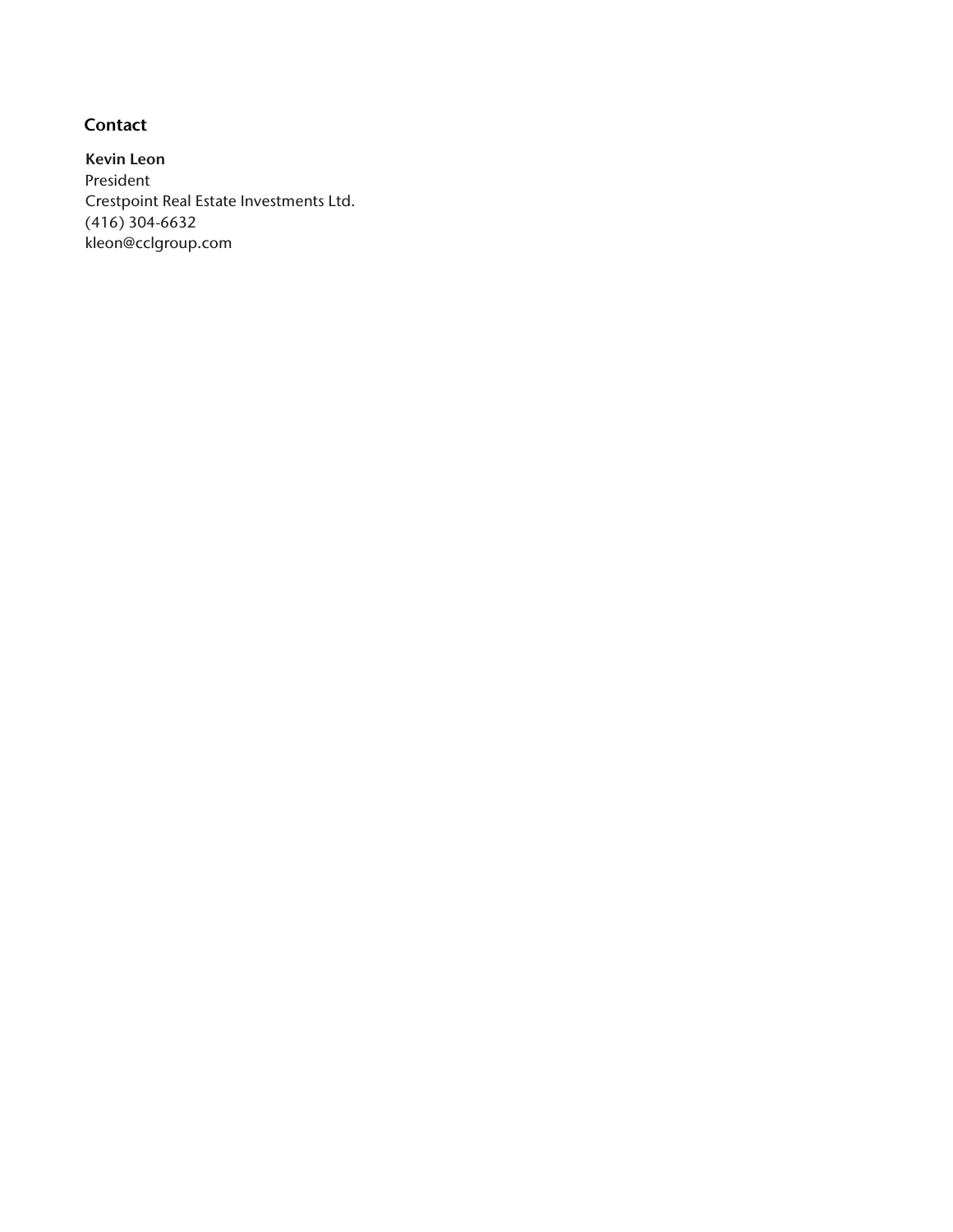## Contact

**Kevin Leon**
President
Crestpoint Real Estate Investments Ltd.
(416) 304-6632
kleon@cclgroup.com